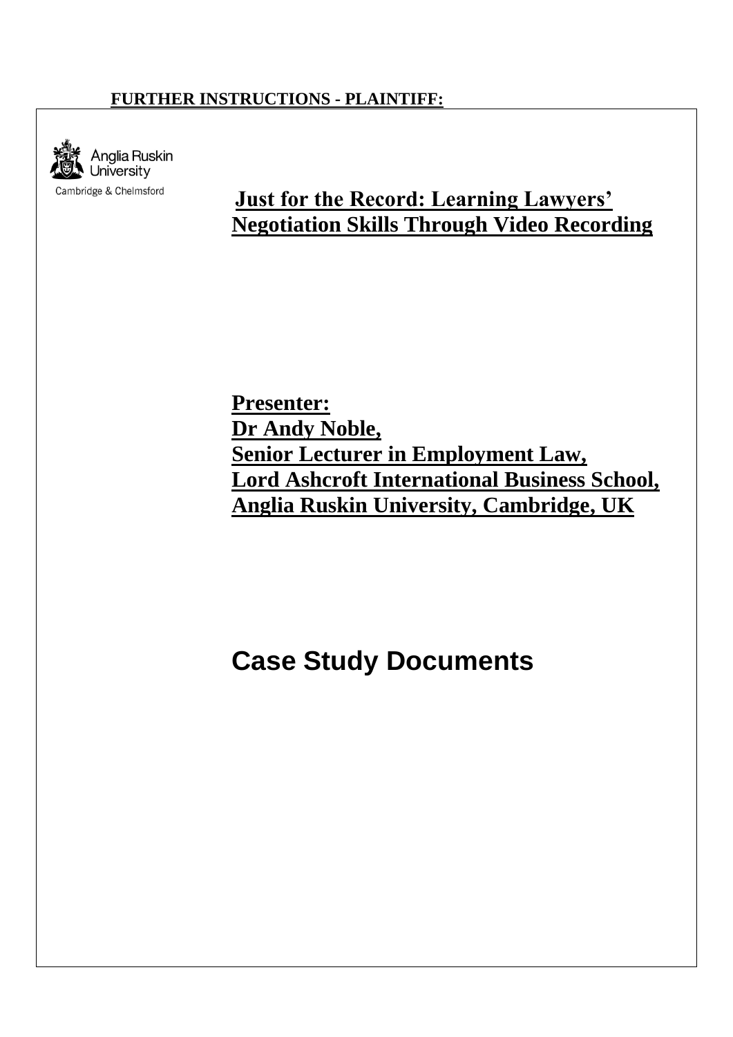**FURTHER INSTRUCTIONS - PLAINTIFF:**

Anglia Ruskin University

Cambridge & Chelmsford

# Just for the Record: Learning Lawyers' Negotiation Skills Through Video Recording

**Presenter:**
**Dr Andy Noble,**
**Senior Lecturer in Employment Law,**
**Lord Ashcroft International Business School,**
**Anglia Ruskin University, Cambridge, UK**

## Case Study Documents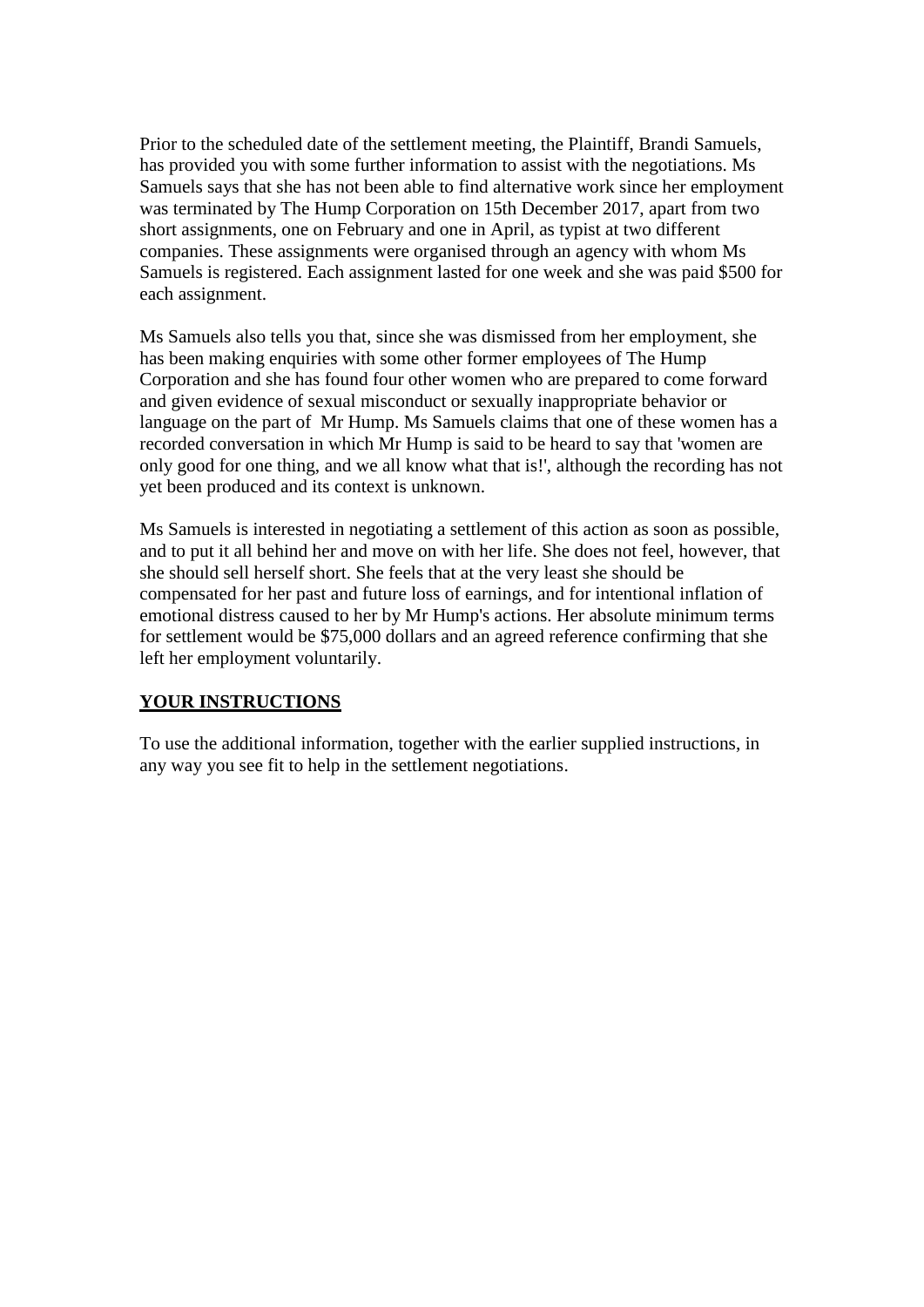Prior to the scheduled date of the settlement meeting, the Plaintiff, Brandi Samuels, has provided you with some further information to assist with the negotiations. Ms Samuels says that she has not been able to find alternative work since her employment was terminated by The Hump Corporation on 15th December 2017, apart from two short assignments, one on February and one in April, as typist at two different companies. These assignments were organised through an agency with whom Ms Samuels is registered. Each assignment lasted for one week and she was paid $500 for each assignment.

Ms Samuels also tells you that, since she was dismissed from her employment, she has been making enquiries with some other former employees of The Hump Corporation and she has found four other women who are prepared to come forward and given evidence of sexual misconduct or sexually inappropriate behavior or language on the part of Mr Hump. Ms Samuels claims that one of these women has a recorded conversation in which Mr Hump is said to be heard to say that 'women are only good for one thing, and we all know what that is!', although the recording has not yet been produced and its context is unknown.

Ms Samuels is interested in negotiating a settlement of this action as soon as possible, and to put it all behind her and move on with her life. She does not feel, however, that she should sell herself short. She feels that at the very least she should be compensated for her past and future loss of earnings, and for intentional inflation of emotional distress caused to her by Mr Hump's actions. Her absolute minimum terms for settlement would be $75,000 dollars and an agreed reference confirming that she left her employment voluntarily.

**<u>YOUR INSTRUCTIONS</u>**

To use the additional information, together with the earlier supplied instructions, in any way you see fit to help in the settlement negotiations.